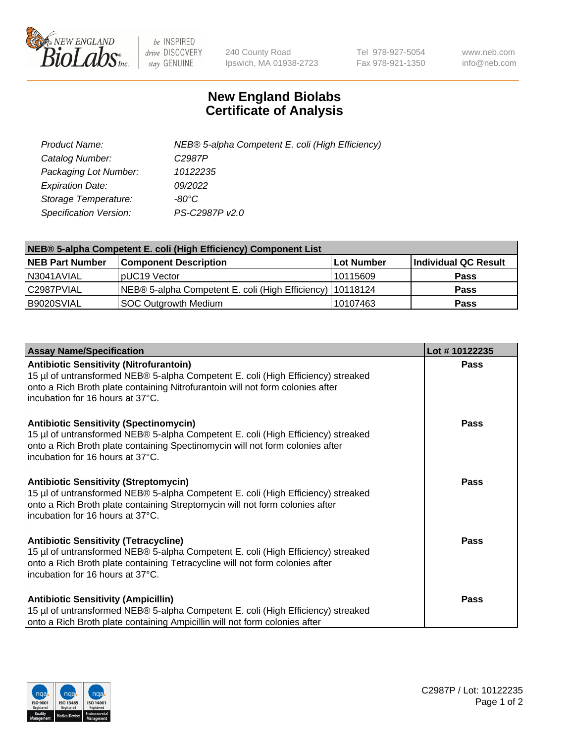# New England Biolabs Certificate of Analysis

| | |
|---|---|
| *Product Name:* | *NEB® 5-alpha Competent E. coli (High Efficiency)* |
| *Catalog Number:* | *C2987P* |
| *Packaging Lot Number:* | *10122235* |
| *Expiration Date:* | *09/2022* |
| *Storage Temperature:* | *-80°C* |
| *Specification Version:* | *PS-C2987P v2.0* |

| **NEB® 5-alpha Competent E. coli (High Efficiency) Component List** | | | |
|---|---|---|---|
| **NEB Part Number** | **Component Description** | **Lot Number** | **Individual QC Result** |
| N3041AVIAL | pUC19 Vector | 10115609 | **Pass** |
| C2987PVIAL | NEB® 5-alpha Competent E. coli (High Efficiency) | 10118124 | **Pass** |
| B9020SVIAL | SOC Outgrowth Medium | 10107463 | **Pass** |

| **Assay Name/Specification** | **Lot # 10122235** |
|---|---|
| **Antibiotic Sensitivity (Nitrofurantoin)** 15 µl of untransformed NEB® 5-alpha Competent E. coli (High Efficiency) streaked onto a Rich Broth plate containing Nitrofurantoin will not form colonies after incubation for 16 hours at 37°C. | **Pass** |
| **Antibiotic Sensitivity (Spectinomycin)** 15 µl of untransformed NEB® 5-alpha Competent E. coli (High Efficiency) streaked onto a Rich Broth plate containing Spectinomycin will not form colonies after incubation for 16 hours at 37°C. | **Pass** |
| **Antibiotic Sensitivity (Streptomycin)** 15 µl of untransformed NEB® 5-alpha Competent E. coli (High Efficiency) streaked onto a Rich Broth plate containing Streptomycin will not form colonies after incubation for 16 hours at 37°C. | **Pass** |
| **Antibiotic Sensitivity (Tetracycline)** 15 µl of untransformed NEB® 5-alpha Competent E. coli (High Efficiency) streaked onto a Rich Broth plate containing Tetracycline will not form colonies after incubation for 16 hours at 37°C. | **Pass** |
| **Antibiotic Sensitivity (Ampicillin)** 15 µl of untransformed NEB® 5-alpha Competent E. coli (High Efficiency) streaked onto a Rich Broth plate containing Ampicillin will not form colonies after | **Pass** |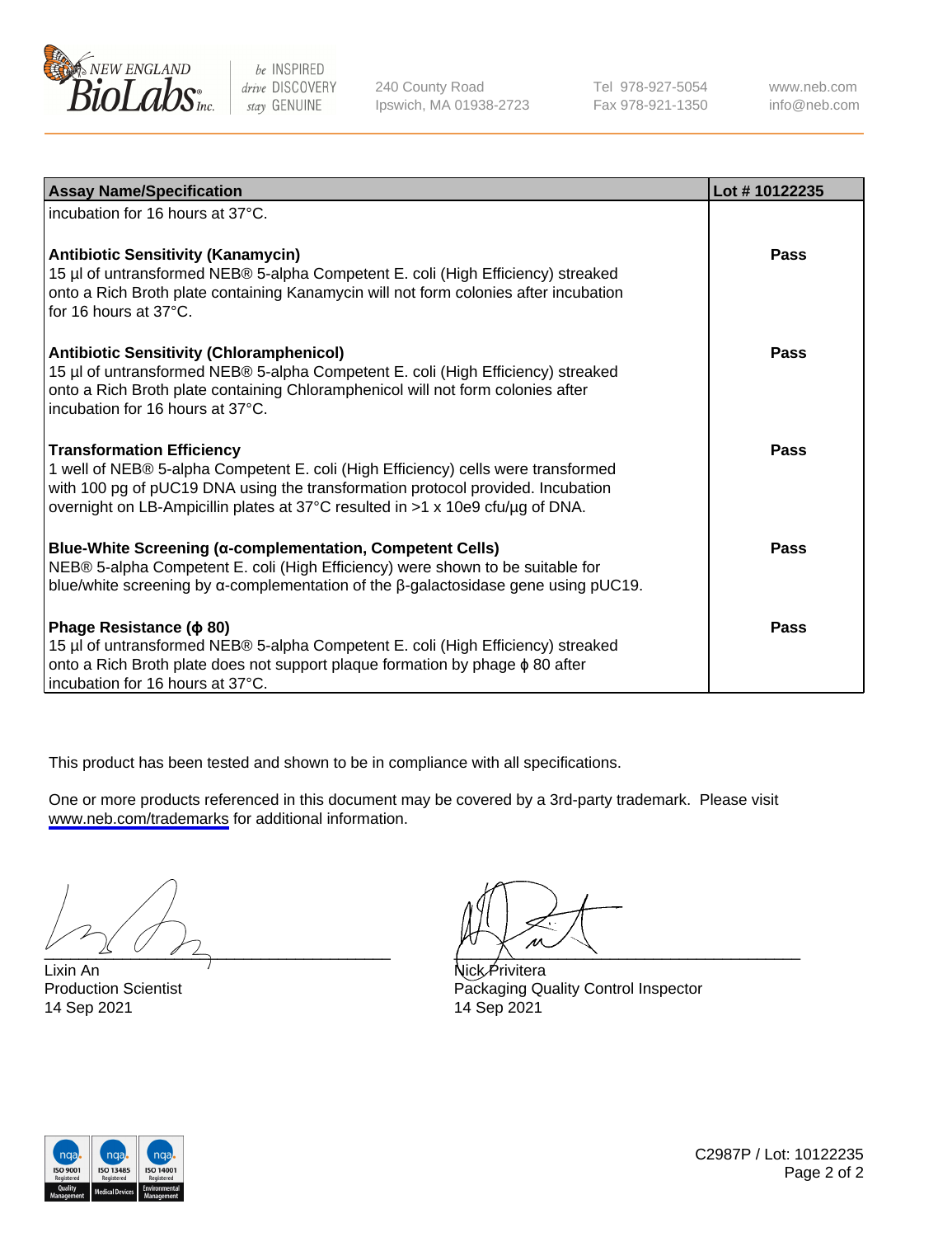| Assay Name/Specification | Lot # 10122235 |
| --- | --- |
| incubation for 16 hours at 37°C. | |
| **Antibiotic Sensitivity (Kanamycin)**<br>15 µl of untransformed NEB® 5-alpha Competent E. coli (High Efficiency) streaked onto a Rich Broth plate containing Kanamycin will not form colonies after incubation for 16 hours at 37°C. | Pass |
| **Antibiotic Sensitivity (Chloramphenicol)**<br>15 µl of untransformed NEB® 5-alpha Competent E. coli (High Efficiency) streaked onto a Rich Broth plate containing Chloramphenicol will not form colonies after incubation for 16 hours at 37°C. | Pass |
| **Transformation Efficiency**<br>1 well of NEB® 5-alpha Competent E. coli (High Efficiency) cells were transformed with 100 pg of pUC19 DNA using the transformation protocol provided. Incubation overnight on LB-Ampicillin plates at 37°C resulted in >1 x 10e9 cfu/µg of DNA. | Pass |
| **Blue-White Screening (α-complementation, Competent Cells)**<br>NEB® 5-alpha Competent E. coli (High Efficiency) were shown to be suitable for blue/white screening by α-complementation of the β-galactosidase gene using pUC19. | Pass |
| **Phage Resistance (ϕ 80)**<br>15 µl of untransformed NEB® 5-alpha Competent E. coli (High Efficiency) streaked onto a Rich Broth plate does not support plaque formation by phage ϕ 80 after incubation for 16 hours at 37°C. | Pass |

This product has been tested and shown to be in compliance with all specifications.

One or more products referenced in this document may be covered by a 3rd-party trademark. Please visit www.neb.com/trademarks for additional information.

Lixin An
Production Scientist
14 Sep 2021

Nick Privitera
Packaging Quality Control Inspector
14 Sep 2021

C2987P / Lot: 10122235